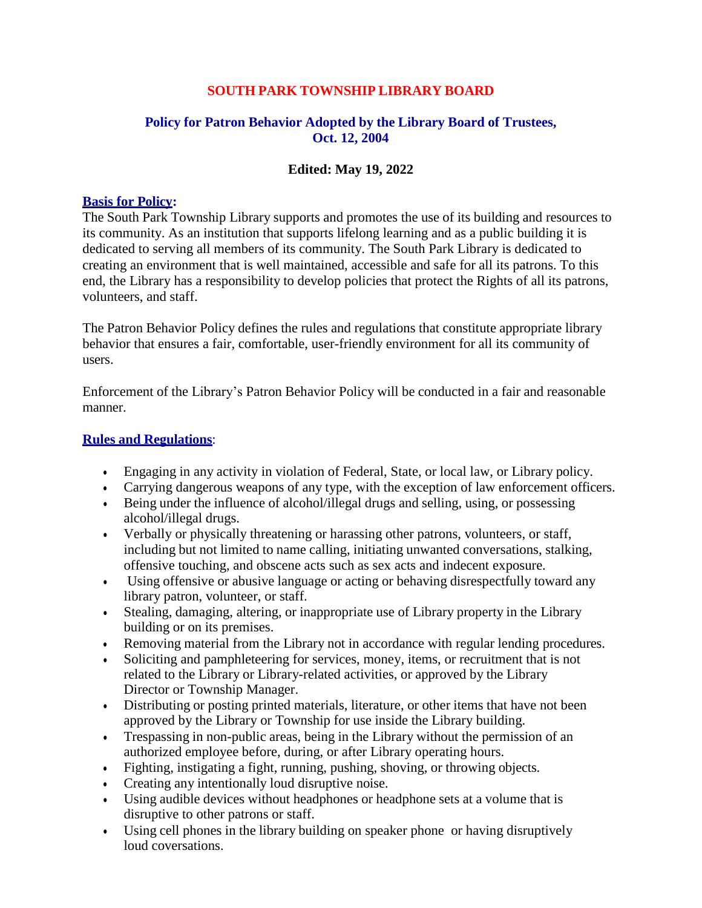# SOUTH PARK TOWNSHIP LIBRARY BOARD

## Policy for Patron Behavior Adopted by the Library Board of Trustees, Oct. 12, 2004

**Edited: May 19, 2022**

### Basis for Policy:

The South Park Township Library supports and promotes the use of its building and resources to its community. As an institution that supports lifelong learning and as a public building it is dedicated to serving all members of its community. The South Park Library is dedicated to creating an environment that is well maintained, accessible and safe for all its patrons. To this end, the Library has a responsibility to develop policies that protect the Rights of all its patrons, volunteers, and staff.

The Patron Behavior Policy defines the rules and regulations that constitute appropriate library behavior that ensures a fair, comfortable, user-friendly environment for all its community of users.

Enforcement of the Library's Patron Behavior Policy will be conducted in a fair and reasonable manner.

### Rules and Regulations:

- Engaging in any activity in violation of Federal, State, or local law, or Library policy.
- Carrying dangerous weapons of any type, with the exception of law enforcement officers.
- Being under the influence of alcohol/illegal drugs and selling, using, or possessing alcohol/illegal drugs.
- Verbally or physically threatening or harassing other patrons, volunteers, or staff, including but not limited to name calling, initiating unwanted conversations, stalking, offensive touching, and obscene acts such as sex acts and indecent exposure.
- Using offensive or abusive language or acting or behaving disrespectfully toward any library patron, volunteer, or staff.
- Stealing, damaging, altering, or inappropriate use of Library property in the Library building or on its premises.
- Removing material from the Library not in accordance with regular lending procedures.
- Soliciting and pamphleteering for services, money, items, or recruitment that is not related to the Library or Library-related activities, or approved by the Library Director or Township Manager.
- Distributing or posting printed materials, literature, or other items that have not been approved by the Library or Township for use inside the Library building.
- Trespassing in non-public areas, being in the Library without the permission of an authorized employee before, during, or after Library operating hours.
- Fighting, instigating a fight, running, pushing, shoving, or throwing objects.
- Creating any intentionally loud disruptive noise.
- Using audible devices without headphones or headphone sets at a volume that is disruptive to other patrons or staff.
- Using cell phones in the library building on speaker phone or having disruptively loud coversations.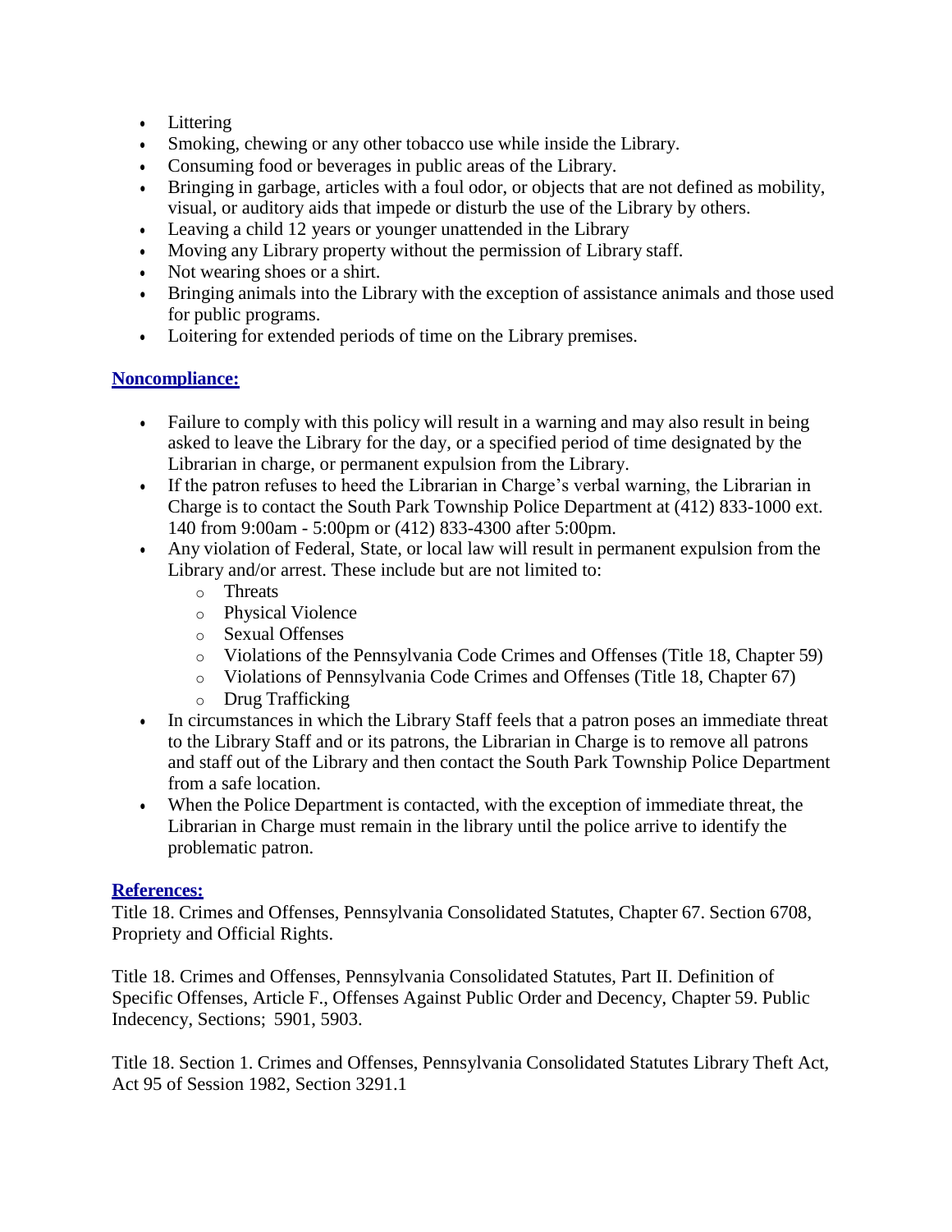- Littering
- Smoking, chewing or any other tobacco use while inside the Library.
- Consuming food or beverages in public areas of the Library.
- Bringing in garbage, articles with a foul odor, or objects that are not defined as mobility, visual, or auditory aids that impede or disturb the use of the Library by others.
- Leaving a child 12 years or younger unattended in the Library
- Moving any Library property without the permission of Library staff.
- Not wearing shoes or a shirt.
- Bringing animals into the Library with the exception of assistance animals and those used for public programs.
- Loitering for extended periods of time on the Library premises.

## Noncompliance:

- Failure to comply with this policy will result in a warning and may also result in being asked to leave the Library for the day, or a specified period of time designated by the Librarian in charge, or permanent expulsion from the Library.
- If the patron refuses to heed the Librarian in Charge's verbal warning, the Librarian in Charge is to contact the South Park Township Police Department at (412) 833-1000 ext. 140 from 9:00am - 5:00pm or (412) 833-4300 after 5:00pm.
- Any violation of Federal, State, or local law will result in permanent expulsion from the Library and/or arrest. These include but are not limited to:
  - Threats
  - Physical Violence
  - Sexual Offenses
  - Violations of the Pennsylvania Code Crimes and Offenses (Title 18, Chapter 59)
  - Violations of Pennsylvania Code Crimes and Offenses (Title 18, Chapter 67)
  - Drug Trafficking
- In circumstances in which the Library Staff feels that a patron poses an immediate threat to the Library Staff and or its patrons, the Librarian in Charge is to remove all patrons and staff out of the Library and then contact the South Park Township Police Department from a safe location.
- When the Police Department is contacted, with the exception of immediate threat, the Librarian in Charge must remain in the library until the police arrive to identify the problematic patron.

## References:

Title 18. Crimes and Offenses, Pennsylvania Consolidated Statutes, Chapter 67. Section 6708, Propriety and Official Rights.

Title 18. Crimes and Offenses, Pennsylvania Consolidated Statutes, Part II. Definition of Specific Offenses, Article F., Offenses Against Public Order and Decency, Chapter 59. Public Indecency, Sections; 5901, 5903.

Title 18. Section 1. Crimes and Offenses, Pennsylvania Consolidated Statutes Library Theft Act, Act 95 of Session 1982, Section 3291.1